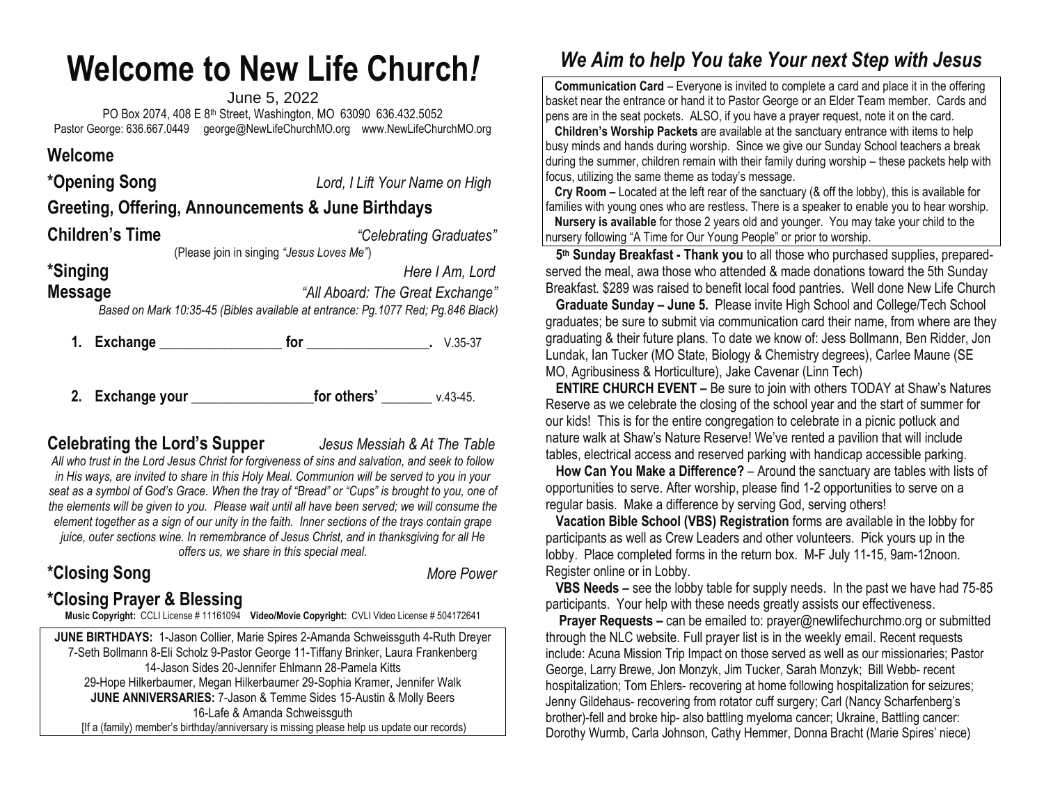# Welcome to New Life Church*!*

June 5, 2022

PO Box 2074, 408 E 8th Street, Washington, MO 63090 636.432.5052

Pastor George: 636.667.0449 george@NewLifeChurchMO.org www.NewLifeChurchMO.org

## Welcome

## *Opening Song — *Lord, I Lift Your Name on High*

## Greeting, Offering, Announcements & June Birthdays

## Children's Time — *"Celebrating Graduates"*

(Please join in singing *"Jesus Loves Me"*)

## *Singing — *Here I Am, Lord*

## Message — *"All Aboard: The Great Exchange"*

*Based on Mark 10:35-45 (Bibles available at entrance: Pg.1077 Red; Pg.846 Black)*

1. **Exchange** _________________ **for** _________________**.** V.35-37
2. **Exchange your** _________________**for others'** _______ v.43-45.

## Celebrating the Lord's Supper — *Jesus Messiah & At The Table*

*All who trust in the Lord Jesus Christ for forgiveness of sins and salvation, and seek to follow in His ways, are invited to share in this Holy Meal. Communion will be served to you in your seat as a symbol of God's Grace. When the tray of "Bread" or "Cups" is brought to you, one of the elements will be given to you. Please wait until all have been served; we will consume the element together as a sign of our unity in the faith. Inner sections of the trays contain grape juice, outer sections wine. In remembrance of Jesus Christ, and in thanksgiving for all He offers us, we share in this special meal.*

## *Closing Song — *More Power*

## *Closing Prayer & Blessing

**Music Copyright:** CCLI License # 11161094 **Video/Movie Copyright:** CVLI Video License # 504172641

**JUNE BIRTHDAYS:** 1-Jason Collier, Marie Spires 2-Amanda Schweissguth 4-Ruth Dreyer 7-Seth Bollmann 8-Eli Scholz 9-Pastor George 11-Tiffany Brinker, Laura Frankenberg 14-Jason Sides 20-Jennifer Ehlmann 28-Pamela Kitts 29-Hope Hilkerbaumer, Megan Hilkerbaumer 29-Sophia Kramer, Jennifer Walk

**JUNE ANNIVERSARIES:** 7-Jason & Temme Sides 15-Austin & Molly Beers 16-Lafe & Amanda Schweissguth

[If a (family) member's birthday/anniversary is missing please help us update our records]

# *We Aim to help You take Your next Step with Jesus*

**Communication Card** – Everyone is invited to complete a card and place it in the offering basket near the entrance or hand it to Pastor George or an Elder Team member. Cards and pens are in the seat pockets. ALSO, if you have a prayer request, note it on the card.

**Children's Worship Packets** are available at the sanctuary entrance with items to help busy minds and hands during worship. Since we give our Sunday School teachers a break during the summer, children remain with their family during worship – these packets help with focus, utilizing the same theme as today's message.

**Cry Room –** Located at the left rear of the sanctuary (& off the lobby), this is available for families with young ones who are restless. There is a speaker to enable you to hear worship.

**Nursery is available** for those 2 years old and younger. You may take your child to the nursery following "A Time for Our Young People" or prior to worship.

**5th Sunday Breakfast - Thank you** to all those who purchased supplies, prepared-served the meal, awa those who attended & made donations toward the 5th Sunday Breakfast. $289 was raised to benefit local food pantries. Well done New Life Church

**Graduate Sunday – June 5.** Please invite High School and College/Tech School graduates; be sure to submit via communication card their name, from where are they graduating & their future plans. To date we know of: Jess Bollmann, Ben Ridder, Jon Lundak, Ian Tucker (MO State, Biology & Chemistry degrees), Carlee Maune (SE MO, Agribusiness & Horticulture), Jake Cavenar (Linn Tech)

**ENTIRE CHURCH EVENT –** Be sure to join with others TODAY at Shaw's Natures Reserve as we celebrate the closing of the school year and the start of summer for our kids! This is for the entire congregation to celebrate in a picnic potluck and nature walk at Shaw's Nature Reserve! We've rented a pavilion that will include tables, electrical access and reserved parking with handicap accessible parking.

**How Can You Make a Difference?** – Around the sanctuary are tables with lists of opportunities to serve. After worship, please find 1-2 opportunities to serve on a regular basis. Make a difference by serving God, serving others!

**Vacation Bible School (VBS) Registration** forms are available in the lobby for participants as well as Crew Leaders and other volunteers. Pick yours up in the lobby. Place completed forms in the return box. M-F July 11-15, 9am-12noon. Register online or in Lobby.

**VBS Needs –** see the lobby table for supply needs. In the past we have had 75-85 participants. Your help with these needs greatly assists our effectiveness.

**Prayer Requests –** can be emailed to: prayer@newlifechurchmo.org or submitted through the NLC website. Full prayer list is in the weekly email. Recent requests include: Acuna Mission Trip Impact on those served as well as our missionaries; Pastor George, Larry Brewe, Jon Monzyk, Jim Tucker, Sarah Monzyk; Bill Webb- recent hospitalization; Tom Ehlers- recovering at home following hospitalization for seizures; Jenny Gildehaus- recovering from rotator cuff surgery; Carl (Nancy Scharfenberg's brother)-fell and broke hip- also battling myeloma cancer; Ukraine, Battling cancer: Dorothy Wurmb, Carla Johnson, Cathy Hemmer, Donna Bracht (Marie Spires' niece)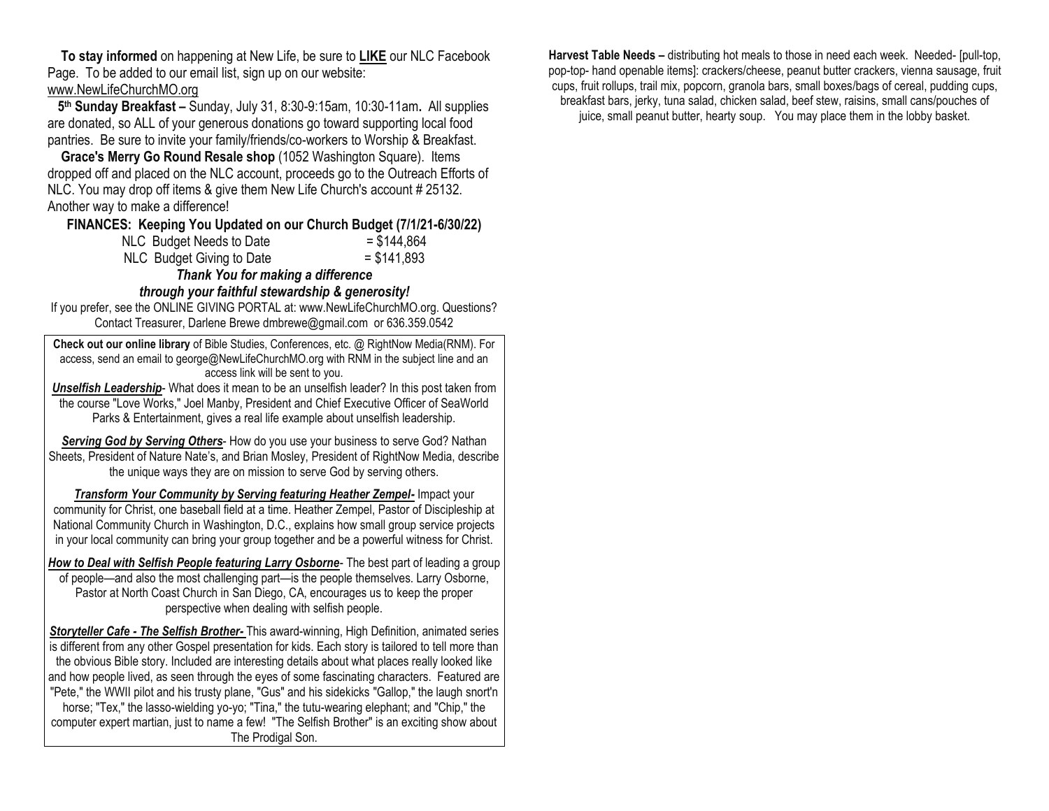**To stay informed** on happening at New Life, be sure to **LIKE** our NLC Facebook Page. To be added to our email list, sign up on our website: www.NewLifeChurchMO.org

**5th Sunday Breakfast –** Sunday, July 31, 8:30-9:15am, 10:30-11am**.** All supplies are donated, so ALL of your generous donations go toward supporting local food pantries. Be sure to invite your family/friends/co-workers to Worship & Breakfast.

**Grace's Merry Go Round Resale shop** (1052 Washington Square). Items dropped off and placed on the NLC account, proceeds go to the Outreach Efforts of NLC. You may drop off items & give them New Life Church's account # 25132. Another way to make a difference!

**FINANCES: Keeping You Updated on our Church Budget (7/1/21-6/30/22)**

| | |
|---|---|
| NLC Budget Needs to Date | = $144,864 |
| NLC Budget Giving to Date | = $141,893 |

***Thank You for making a difference through your faithful stewardship & generosity!***

If you prefer, see the ONLINE GIVING PORTAL at: www.NewLifeChurchMO.org. Questions? Contact Treasurer, Darlene Brewe dmbrewe@gmail.com or 636.359.0542

**Check out our online library** of Bible Studies, Conferences, etc. @ RightNow Media(RNM). For access, send an email to george@NewLifeChurchMO.org with RNM in the subject line and an access link will be sent to you.

***Unselfish Leadership***- What does it mean to be an unselfish leader? In this post taken from the course "Love Works," Joel Manby, President and Chief Executive Officer of SeaWorld Parks & Entertainment, gives a real life example about unselfish leadership.

***Serving God by Serving Others***- How do you use your business to serve God? Nathan Sheets, President of Nature Nate's, and Brian Mosley, President of RightNow Media, describe the unique ways they are on mission to serve God by serving others.

***Transform Your Community by Serving featuring Heather Zempel-*** Impact your community for Christ, one baseball field at a time. Heather Zempel, Pastor of Discipleship at National Community Church in Washington, D.C., explains how small group service projects in your local community can bring your group together and be a powerful witness for Christ.

***How to Deal with Selfish People featuring Larry Osborne***- The best part of leading a group of people—and also the most challenging part—is the people themselves. Larry Osborne, Pastor at North Coast Church in San Diego, CA, encourages us to keep the proper perspective when dealing with selfish people.

***Storyteller Cafe - The Selfish Brother-*** This award-winning, High Definition, animated series is different from any other Gospel presentation for kids. Each story is tailored to tell more than the obvious Bible story. Included are interesting details about what places really looked like and how people lived, as seen through the eyes of some fascinating characters. Featured are "Pete," the WWII pilot and his trusty plane, "Gus" and his sidekicks "Gallop," the laugh snort'n horse; "Tex," the lasso-wielding yo-yo; "Tina," the tutu-wearing elephant; and "Chip," the computer expert martian, just to name a few! "The Selfish Brother" is an exciting show about The Prodigal Son.

**Harvest Table Needs –** distributing hot meals to those in need each week. Needed- [pull-top, pop-top- hand openable items]: crackers/cheese, peanut butter crackers, vienna sausage, fruit cups, fruit rollups, trail mix, popcorn, granola bars, small boxes/bags of cereal, pudding cups, breakfast bars, jerky, tuna salad, chicken salad, beef stew, raisins, small cans/pouches of juice, small peanut butter, hearty soup. You may place them in the lobby basket.